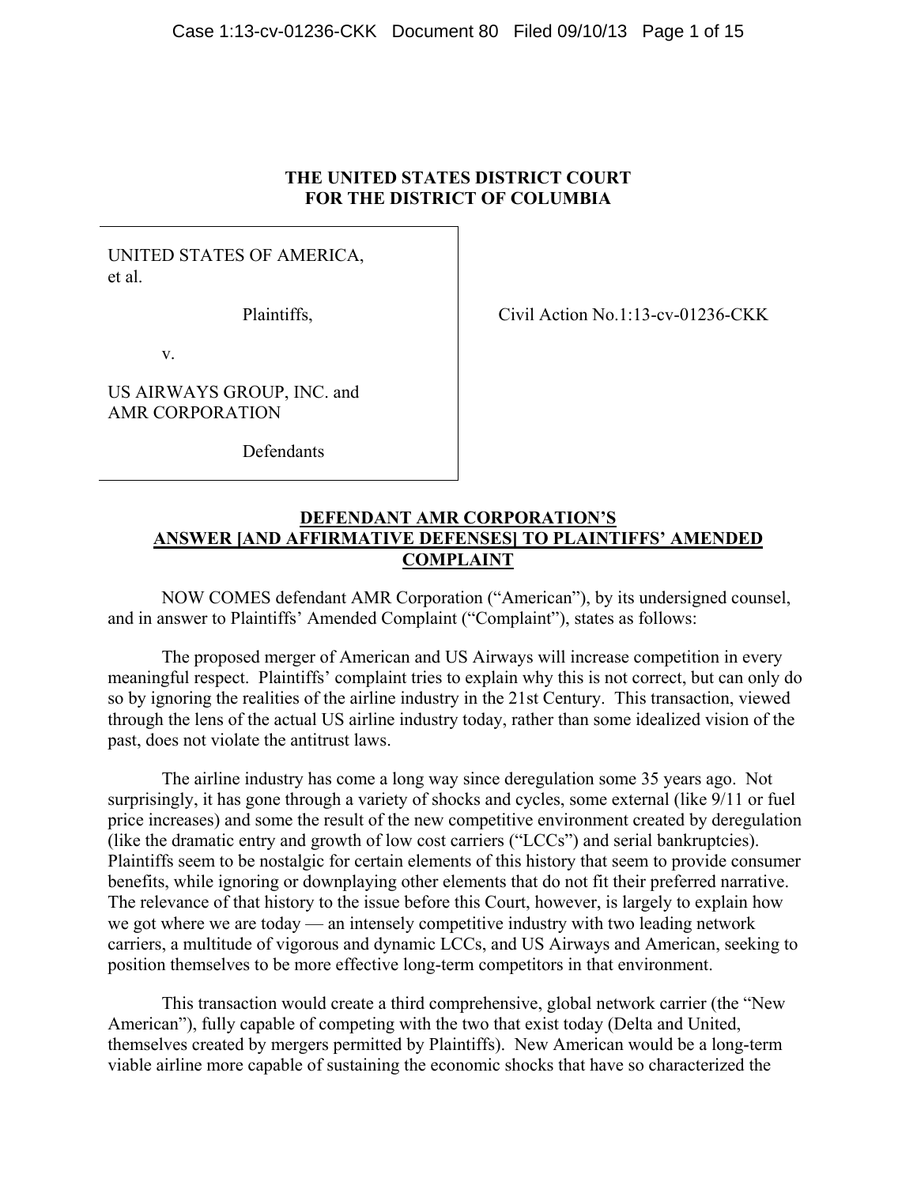**THE UNITED STATES DISTRICT COURT**
**FOR THE DISTRICT OF COLUMBIA**

UNITED STATES OF AMERICA, et al.

Plaintiffs,

v.

US AIRWAYS GROUP, INC. and AMR CORPORATION

Defendants

Civil Action No.1:13-cv-01236-CKK

**DEFENDANT AMR CORPORATION'S ANSWER [AND AFFIRMATIVE DEFENSES] TO PLAINTIFFS' AMENDED COMPLAINT**

NOW COMES defendant AMR Corporation ("American"), by its undersigned counsel, and in answer to Plaintiffs' Amended Complaint ("Complaint"), states as follows:

The proposed merger of American and US Airways will increase competition in every meaningful respect. Plaintiffs' complaint tries to explain why this is not correct, but can only do so by ignoring the realities of the airline industry in the 21st Century. This transaction, viewed through the lens of the actual US airline industry today, rather than some idealized vision of the past, does not violate the antitrust laws.

The airline industry has come a long way since deregulation some 35 years ago. Not surprisingly, it has gone through a variety of shocks and cycles, some external (like 9/11 or fuel price increases) and some the result of the new competitive environment created by deregulation (like the dramatic entry and growth of low cost carriers ("LCCs") and serial bankruptcies). Plaintiffs seem to be nostalgic for certain elements of this history that seem to provide consumer benefits, while ignoring or downplaying other elements that do not fit their preferred narrative. The relevance of that history to the issue before this Court, however, is largely to explain how we got where we are today — an intensely competitive industry with two leading network carriers, a multitude of vigorous and dynamic LCCs, and US Airways and American, seeking to position themselves to be more effective long-term competitors in that environment.

This transaction would create a third comprehensive, global network carrier (the "New American"), fully capable of competing with the two that exist today (Delta and United, themselves created by mergers permitted by Plaintiffs). New American would be a long-term viable airline more capable of sustaining the economic shocks that have so characterized the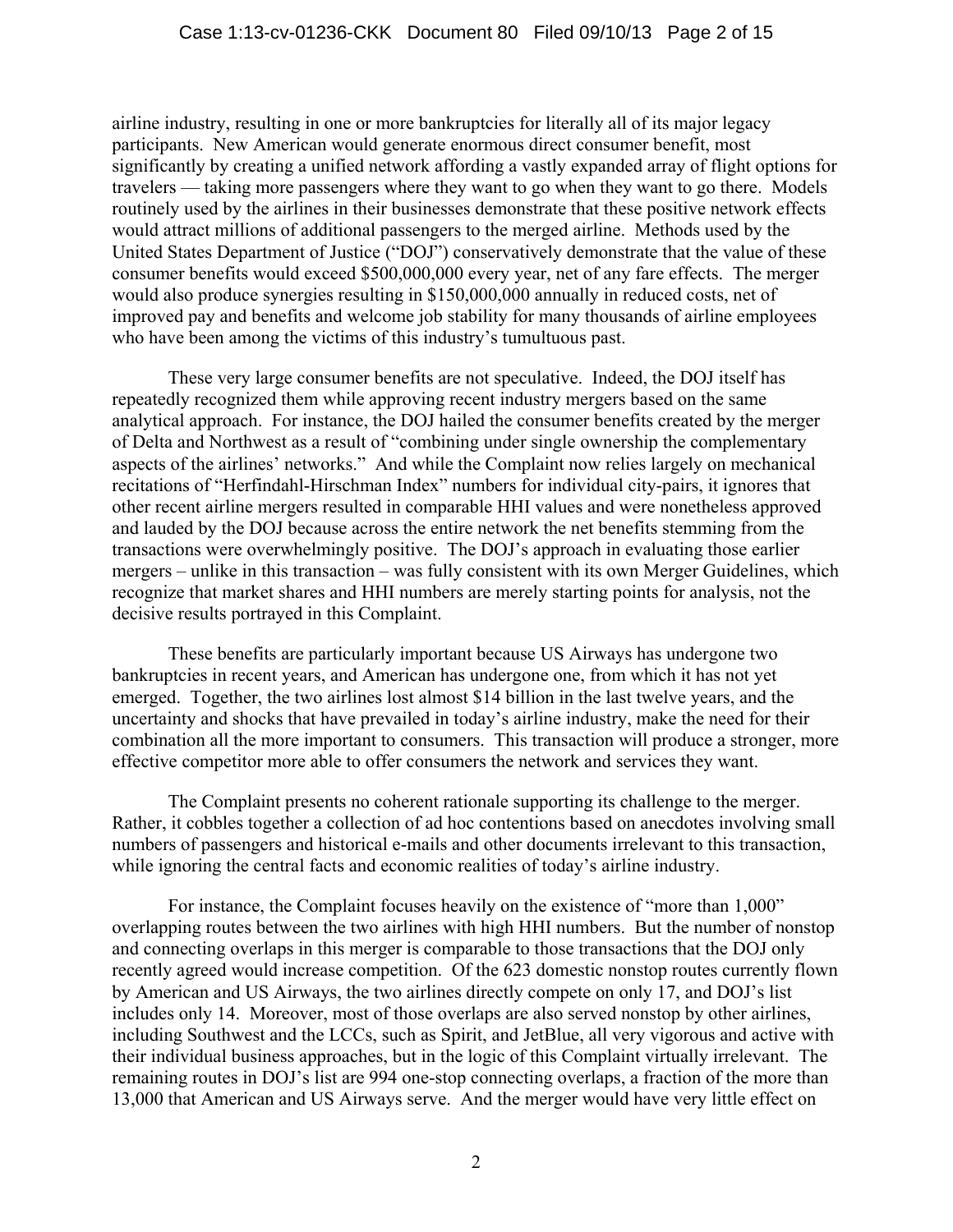airline industry, resulting in one or more bankruptcies for literally all of its major legacy participants. New American would generate enormous direct consumer benefit, most significantly by creating a unified network affording a vastly expanded array of flight options for travelers — taking more passengers where they want to go when they want to go there. Models routinely used by the airlines in their businesses demonstrate that these positive network effects would attract millions of additional passengers to the merged airline. Methods used by the United States Department of Justice ("DOJ") conservatively demonstrate that the value of these consumer benefits would exceed $500,000,000 every year, net of any fare effects. The merger would also produce synergies resulting in $150,000,000 annually in reduced costs, net of improved pay and benefits and welcome job stability for many thousands of airline employees who have been among the victims of this industry's tumultuous past.

These very large consumer benefits are not speculative. Indeed, the DOJ itself has repeatedly recognized them while approving recent industry mergers based on the same analytical approach. For instance, the DOJ hailed the consumer benefits created by the merger of Delta and Northwest as a result of "combining under single ownership the complementary aspects of the airlines' networks." And while the Complaint now relies largely on mechanical recitations of "Herfindahl-Hirschman Index" numbers for individual city-pairs, it ignores that other recent airline mergers resulted in comparable HHI values and were nonetheless approved and lauded by the DOJ because across the entire network the net benefits stemming from the transactions were overwhelmingly positive. The DOJ's approach in evaluating those earlier mergers – unlike in this transaction – was fully consistent with its own Merger Guidelines, which recognize that market shares and HHI numbers are merely starting points for analysis, not the decisive results portrayed in this Complaint.

These benefits are particularly important because US Airways has undergone two bankruptcies in recent years, and American has undergone one, from which it has not yet emerged. Together, the two airlines lost almost $14 billion in the last twelve years, and the uncertainty and shocks that have prevailed in today's airline industry, make the need for their combination all the more important to consumers. This transaction will produce a stronger, more effective competitor more able to offer consumers the network and services they want.

The Complaint presents no coherent rationale supporting its challenge to the merger. Rather, it cobbles together a collection of ad hoc contentions based on anecdotes involving small numbers of passengers and historical e-mails and other documents irrelevant to this transaction, while ignoring the central facts and economic realities of today's airline industry.

For instance, the Complaint focuses heavily on the existence of "more than 1,000" overlapping routes between the two airlines with high HHI numbers. But the number of nonstop and connecting overlaps in this merger is comparable to those transactions that the DOJ only recently agreed would increase competition. Of the 623 domestic nonstop routes currently flown by American and US Airways, the two airlines directly compete on only 17, and DOJ's list includes only 14. Moreover, most of those overlaps are also served nonstop by other airlines, including Southwest and the LCCs, such as Spirit, and JetBlue, all very vigorous and active with their individual business approaches, but in the logic of this Complaint virtually irrelevant. The remaining routes in DOJ's list are 994 one-stop connecting overlaps, a fraction of the more than 13,000 that American and US Airways serve. And the merger would have very little effect on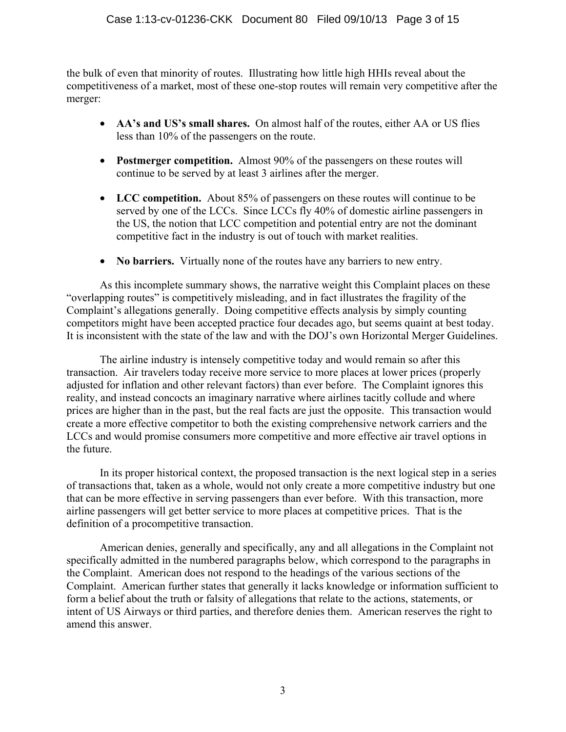the bulk of even that minority of routes. Illustrating how little high HHIs reveal about the competitiveness of a market, most of these one-stop routes will remain very competitive after the merger:

- **AA's and US's small shares.** On almost half of the routes, either AA or US flies less than 10% of the passengers on the route.
- **Postmerger competition.** Almost 90% of the passengers on these routes will continue to be served by at least 3 airlines after the merger.
- **LCC competition.** About 85% of passengers on these routes will continue to be served by one of the LCCs. Since LCCs fly 40% of domestic airline passengers in the US, the notion that LCC competition and potential entry are not the dominant competitive fact in the industry is out of touch with market realities.
- **No barriers.** Virtually none of the routes have any barriers to new entry.

As this incomplete summary shows, the narrative weight this Complaint places on these "overlapping routes" is competitively misleading, and in fact illustrates the fragility of the Complaint's allegations generally. Doing competitive effects analysis by simply counting competitors might have been accepted practice four decades ago, but seems quaint at best today. It is inconsistent with the state of the law and with the DOJ's own Horizontal Merger Guidelines.

The airline industry is intensely competitive today and would remain so after this transaction. Air travelers today receive more service to more places at lower prices (properly adjusted for inflation and other relevant factors) than ever before. The Complaint ignores this reality, and instead concocts an imaginary narrative where airlines tacitly collude and where prices are higher than in the past, but the real facts are just the opposite. This transaction would create a more effective competitor to both the existing comprehensive network carriers and the LCCs and would promise consumers more competitive and more effective air travel options in the future.

In its proper historical context, the proposed transaction is the next logical step in a series of transactions that, taken as a whole, would not only create a more competitive industry but one that can be more effective in serving passengers than ever before. With this transaction, more airline passengers will get better service to more places at competitive prices. That is the definition of a procompetitive transaction.

American denies, generally and specifically, any and all allegations in the Complaint not specifically admitted in the numbered paragraphs below, which correspond to the paragraphs in the Complaint. American does not respond to the headings of the various sections of the Complaint. American further states that generally it lacks knowledge or information sufficient to form a belief about the truth or falsity of allegations that relate to the actions, statements, or intent of US Airways or third parties, and therefore denies them. American reserves the right to amend this answer.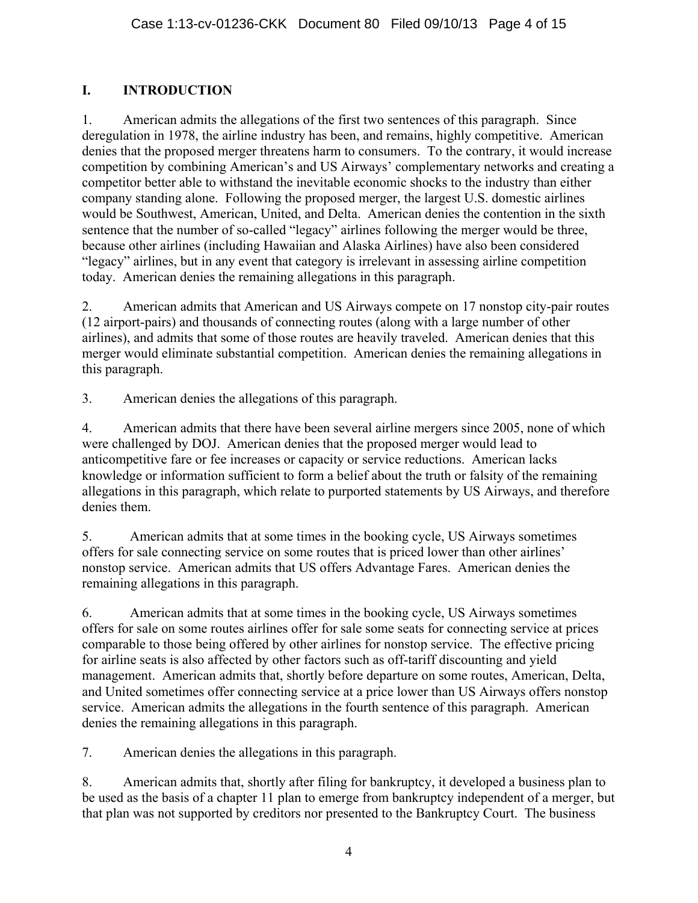## I. INTRODUCTION

1. American admits the allegations of the first two sentences of this paragraph. Since deregulation in 1978, the airline industry has been, and remains, highly competitive. American denies that the proposed merger threatens harm to consumers. To the contrary, it would increase competition by combining American's and US Airways' complementary networks and creating a competitor better able to withstand the inevitable economic shocks to the industry than either company standing alone. Following the proposed merger, the largest U.S. domestic airlines would be Southwest, American, United, and Delta. American denies the contention in the sixth sentence that the number of so-called "legacy" airlines following the merger would be three, because other airlines (including Hawaiian and Alaska Airlines) have also been considered "legacy" airlines, but in any event that category is irrelevant in assessing airline competition today. American denies the remaining allegations in this paragraph.

2. American admits that American and US Airways compete on 17 nonstop city-pair routes (12 airport-pairs) and thousands of connecting routes (along with a large number of other airlines), and admits that some of those routes are heavily traveled. American denies that this merger would eliminate substantial competition. American denies the remaining allegations in this paragraph.

3. American denies the allegations of this paragraph.

4. American admits that there have been several airline mergers since 2005, none of which were challenged by DOJ. American denies that the proposed merger would lead to anticompetitive fare or fee increases or capacity or service reductions. American lacks knowledge or information sufficient to form a belief about the truth or falsity of the remaining allegations in this paragraph, which relate to purported statements by US Airways, and therefore denies them.

5. American admits that at some times in the booking cycle, US Airways sometimes offers for sale connecting service on some routes that is priced lower than other airlines' nonstop service. American admits that US offers Advantage Fares. American denies the remaining allegations in this paragraph.

6. American admits that at some times in the booking cycle, US Airways sometimes offers for sale on some routes airlines offer for sale some seats for connecting service at prices comparable to those being offered by other airlines for nonstop service. The effective pricing for airline seats is also affected by other factors such as off-tariff discounting and yield management. American admits that, shortly before departure on some routes, American, Delta, and United sometimes offer connecting service at a price lower than US Airways offers nonstop service. American admits the allegations in the fourth sentence of this paragraph. American denies the remaining allegations in this paragraph.

7. American denies the allegations in this paragraph.

8. American admits that, shortly after filing for bankruptcy, it developed a business plan to be used as the basis of a chapter 11 plan to emerge from bankruptcy independent of a merger, but that plan was not supported by creditors nor presented to the Bankruptcy Court. The business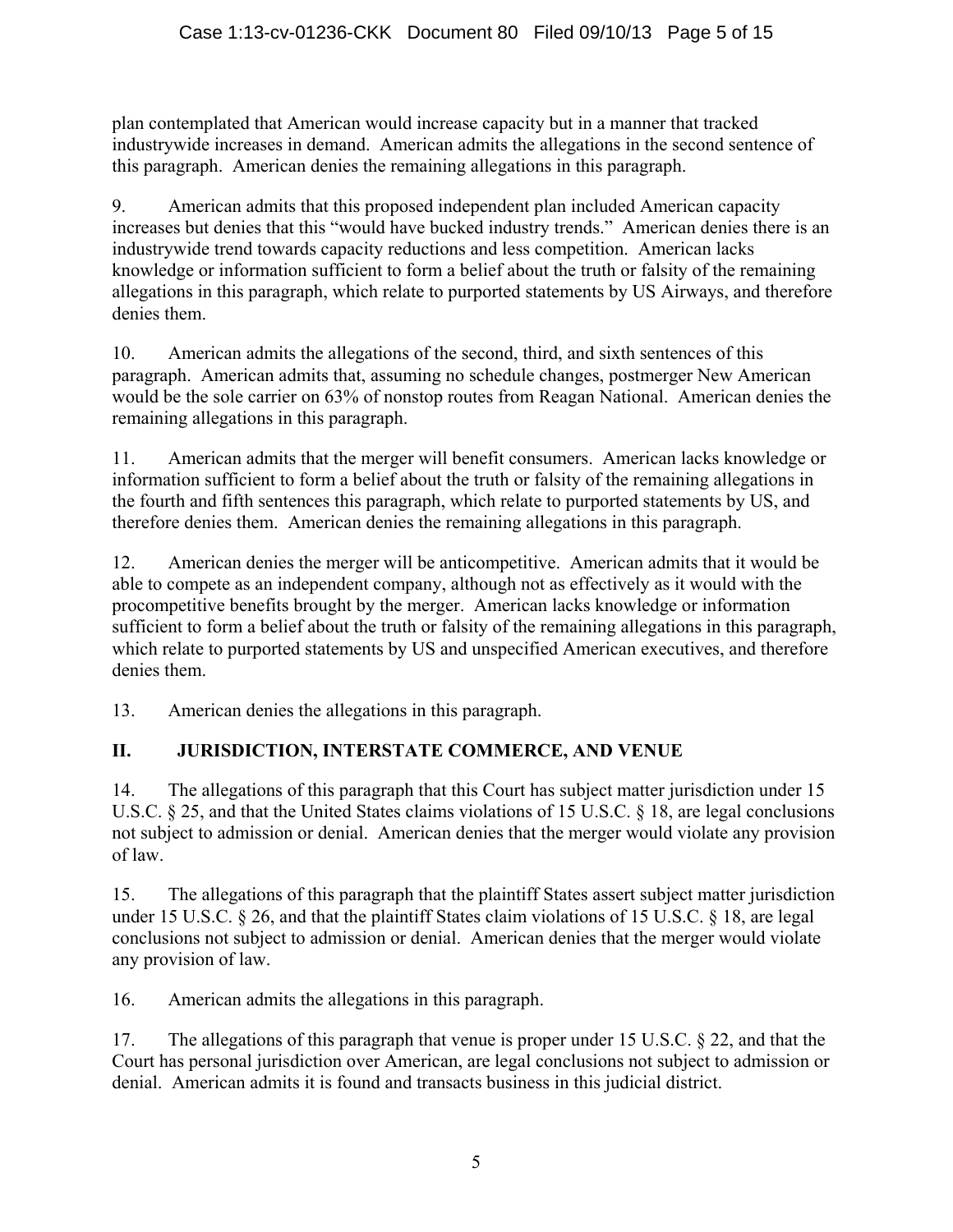plan contemplated that American would increase capacity but in a manner that tracked industrywide increases in demand. American admits the allegations in the second sentence of this paragraph. American denies the remaining allegations in this paragraph.

9. American admits that this proposed independent plan included American capacity increases but denies that this "would have bucked industry trends." American denies there is an industrywide trend towards capacity reductions and less competition. American lacks knowledge or information sufficient to form a belief about the truth or falsity of the remaining allegations in this paragraph, which relate to purported statements by US Airways, and therefore denies them.

10. American admits the allegations of the second, third, and sixth sentences of this paragraph. American admits that, assuming no schedule changes, postmerger New American would be the sole carrier on 63% of nonstop routes from Reagan National. American denies the remaining allegations in this paragraph.

11. American admits that the merger will benefit consumers. American lacks knowledge or information sufficient to form a belief about the truth or falsity of the remaining allegations in the fourth and fifth sentences this paragraph, which relate to purported statements by US, and therefore denies them. American denies the remaining allegations in this paragraph.

12. American denies the merger will be anticompetitive. American admits that it would be able to compete as an independent company, although not as effectively as it would with the procompetitive benefits brought by the merger. American lacks knowledge or information sufficient to form a belief about the truth or falsity of the remaining allegations in this paragraph, which relate to purported statements by US and unspecified American executives, and therefore denies them.

13. American denies the allegations in this paragraph.

## II. JURISDICTION, INTERSTATE COMMERCE, AND VENUE

14. The allegations of this paragraph that this Court has subject matter jurisdiction under 15 U.S.C. § 25, and that the United States claims violations of 15 U.S.C. § 18, are legal conclusions not subject to admission or denial. American denies that the merger would violate any provision of law.

15. The allegations of this paragraph that the plaintiff States assert subject matter jurisdiction under 15 U.S.C. § 26, and that the plaintiff States claim violations of 15 U.S.C. § 18, are legal conclusions not subject to admission or denial. American denies that the merger would violate any provision of law.

16. American admits the allegations in this paragraph.

17. The allegations of this paragraph that venue is proper under 15 U.S.C. § 22, and that the Court has personal jurisdiction over American, are legal conclusions not subject to admission or denial. American admits it is found and transacts business in this judicial district.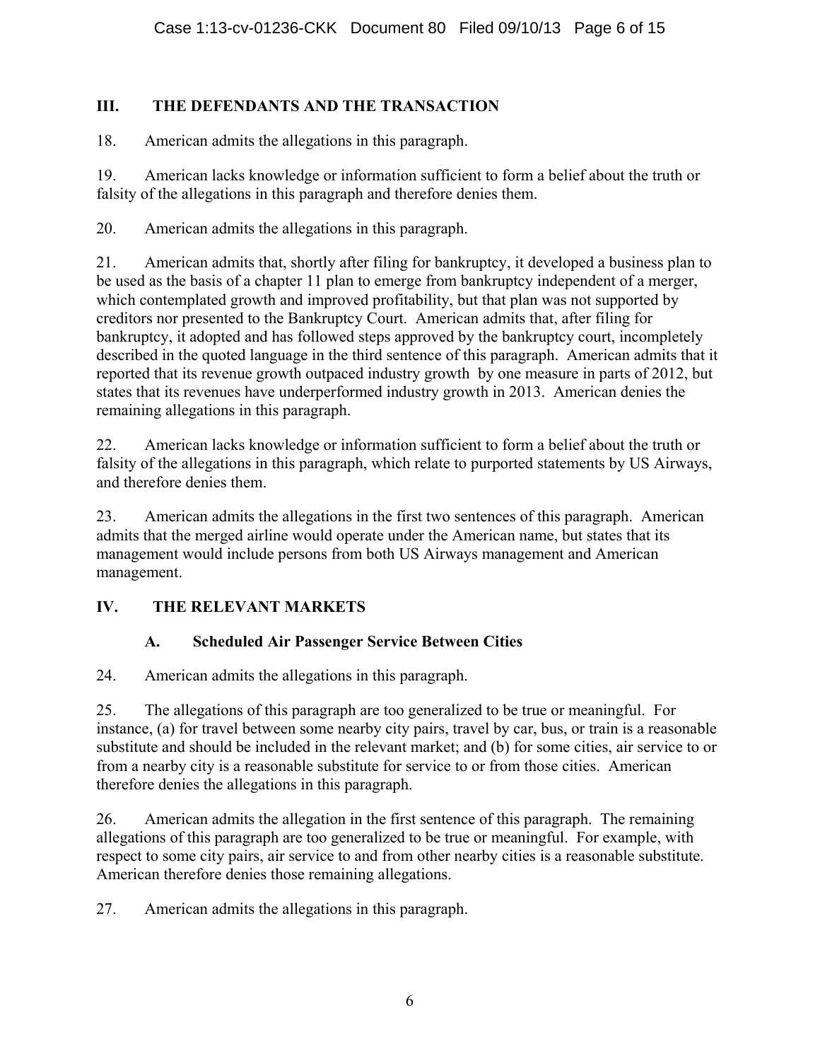## III. THE DEFENDANTS AND THE TRANSACTION

18. American admits the allegations in this paragraph.

19. American lacks knowledge or information sufficient to form a belief about the truth or falsity of the allegations in this paragraph and therefore denies them.

20. American admits the allegations in this paragraph.

21. American admits that, shortly after filing for bankruptcy, it developed a business plan to be used as the basis of a chapter 11 plan to emerge from bankruptcy independent of a merger, which contemplated growth and improved profitability, but that plan was not supported by creditors nor presented to the Bankruptcy Court. American admits that, after filing for bankruptcy, it adopted and has followed steps approved by the bankruptcy court, incompletely described in the quoted language in the third sentence of this paragraph. American admits that it reported that its revenue growth outpaced industry growth by one measure in parts of 2012, but states that its revenues have underperformed industry growth in 2013. American denies the remaining allegations in this paragraph.

22. American lacks knowledge or information sufficient to form a belief about the truth or falsity of the allegations in this paragraph, which relate to purported statements by US Airways, and therefore denies them.

23. American admits the allegations in the first two sentences of this paragraph. American admits that the merged airline would operate under the American name, but states that its management would include persons from both US Airways management and American management.

## IV. THE RELEVANT MARKETS

### A. Scheduled Air Passenger Service Between Cities

24. American admits the allegations in this paragraph.

25. The allegations of this paragraph are too generalized to be true or meaningful. For instance, (a) for travel between some nearby city pairs, travel by car, bus, or train is a reasonable substitute and should be included in the relevant market; and (b) for some cities, air service to or from a nearby city is a reasonable substitute for service to or from those cities. American therefore denies the allegations in this paragraph.

26. American admits the allegation in the first sentence of this paragraph. The remaining allegations of this paragraph are too generalized to be true or meaningful. For example, with respect to some city pairs, air service to and from other nearby cities is a reasonable substitute. American therefore denies those remaining allegations.

27. American admits the allegations in this paragraph.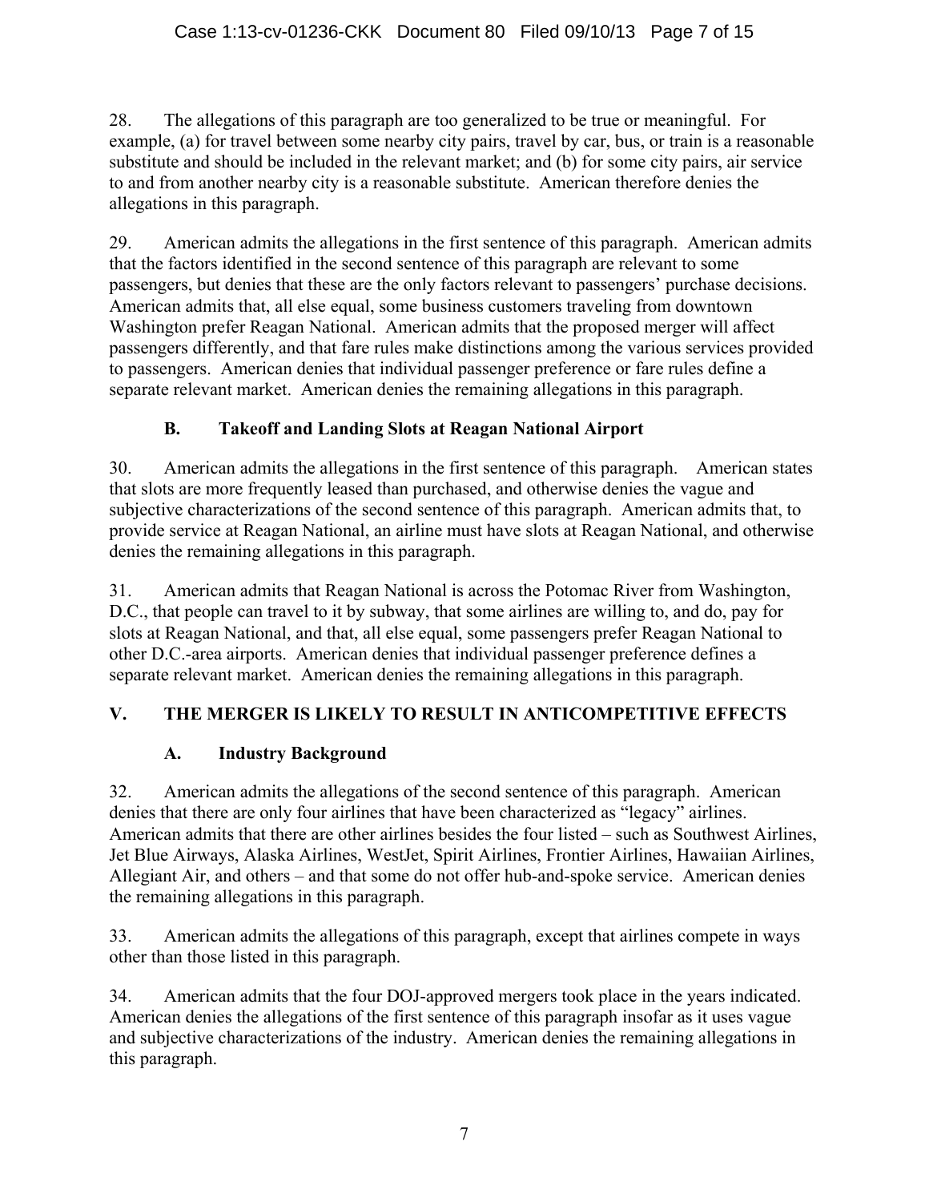28. The allegations of this paragraph are too generalized to be true or meaningful. For example, (a) for travel between some nearby city pairs, travel by car, bus, or train is a reasonable substitute and should be included in the relevant market; and (b) for some city pairs, air service to and from another nearby city is a reasonable substitute. American therefore denies the allegations in this paragraph.

29. American admits the allegations in the first sentence of this paragraph. American admits that the factors identified in the second sentence of this paragraph are relevant to some passengers, but denies that these are the only factors relevant to passengers' purchase decisions. American admits that, all else equal, some business customers traveling from downtown Washington prefer Reagan National. American admits that the proposed merger will affect passengers differently, and that fare rules make distinctions among the various services provided to passengers. American denies that individual passenger preference or fare rules define a separate relevant market. American denies the remaining allegations in this paragraph.

### B. Takeoff and Landing Slots at Reagan National Airport

30. American admits the allegations in the first sentence of this paragraph. American states that slots are more frequently leased than purchased, and otherwise denies the vague and subjective characterizations of the second sentence of this paragraph. American admits that, to provide service at Reagan National, an airline must have slots at Reagan National, and otherwise denies the remaining allegations in this paragraph.

31. American admits that Reagan National is across the Potomac River from Washington, D.C., that people can travel to it by subway, that some airlines are willing to, and do, pay for slots at Reagan National, and that, all else equal, some passengers prefer Reagan National to other D.C.-area airports. American denies that individual passenger preference defines a separate relevant market. American denies the remaining allegations in this paragraph.

## V. THE MERGER IS LIKELY TO RESULT IN ANTICOMPETITIVE EFFECTS

### A. Industry Background

32. American admits the allegations of the second sentence of this paragraph. American denies that there are only four airlines that have been characterized as "legacy" airlines. American admits that there are other airlines besides the four listed – such as Southwest Airlines, Jet Blue Airways, Alaska Airlines, WestJet, Spirit Airlines, Frontier Airlines, Hawaiian Airlines, Allegiant Air, and others – and that some do not offer hub-and-spoke service. American denies the remaining allegations in this paragraph.

33. American admits the allegations of this paragraph, except that airlines compete in ways other than those listed in this paragraph.

34. American admits that the four DOJ-approved mergers took place in the years indicated. American denies the allegations of the first sentence of this paragraph insofar as it uses vague and subjective characterizations of the industry. American denies the remaining allegations in this paragraph.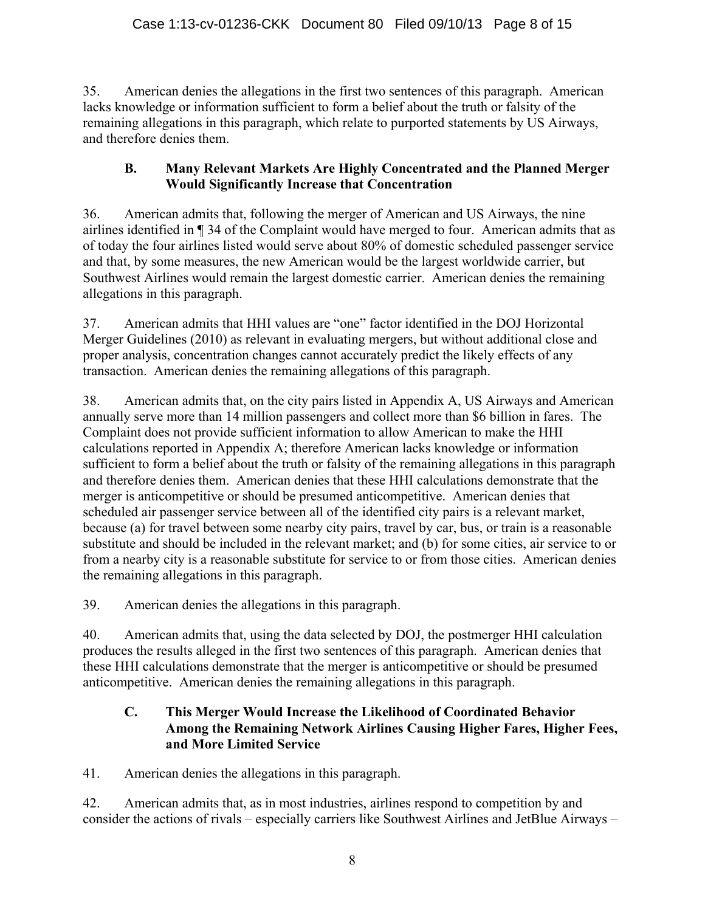35. American denies the allegations in the first two sentences of this paragraph. American lacks knowledge or information sufficient to form a belief about the truth or falsity of the remaining allegations in this paragraph, which relate to purported statements by US Airways, and therefore denies them.

### B. Many Relevant Markets Are Highly Concentrated and the Planned Merger Would Significantly Increase that Concentration

36. American admits that, following the merger of American and US Airways, the nine airlines identified in ¶ 34 of the Complaint would have merged to four. American admits that as of today the four airlines listed would serve about 80% of domestic scheduled passenger service and that, by some measures, the new American would be the largest worldwide carrier, but Southwest Airlines would remain the largest domestic carrier. American denies the remaining allegations in this paragraph.

37. American admits that HHI values are "one" factor identified in the DOJ Horizontal Merger Guidelines (2010) as relevant in evaluating mergers, but without additional close and proper analysis, concentration changes cannot accurately predict the likely effects of any transaction. American denies the remaining allegations of this paragraph.

38. American admits that, on the city pairs listed in Appendix A, US Airways and American annually serve more than 14 million passengers and collect more than $6 billion in fares. The Complaint does not provide sufficient information to allow American to make the HHI calculations reported in Appendix A; therefore American lacks knowledge or information sufficient to form a belief about the truth or falsity of the remaining allegations in this paragraph and therefore denies them. American denies that these HHI calculations demonstrate that the merger is anticompetitive or should be presumed anticompetitive. American denies that scheduled air passenger service between all of the identified city pairs is a relevant market, because (a) for travel between some nearby city pairs, travel by car, bus, or train is a reasonable substitute and should be included in the relevant market; and (b) for some cities, air service to or from a nearby city is a reasonable substitute for service to or from those cities. American denies the remaining allegations in this paragraph.

39. American denies the allegations in this paragraph.

40. American admits that, using the data selected by DOJ, the postmerger HHI calculation produces the results alleged in the first two sentences of this paragraph. American denies that these HHI calculations demonstrate that the merger is anticompetitive or should be presumed anticompetitive. American denies the remaining allegations in this paragraph.

### C. This Merger Would Increase the Likelihood of Coordinated Behavior Among the Remaining Network Airlines Causing Higher Fares, Higher Fees, and More Limited Service

41. American denies the allegations in this paragraph.

42. American admits that, as in most industries, airlines respond to competition by and consider the actions of rivals – especially carriers like Southwest Airlines and JetBlue Airways –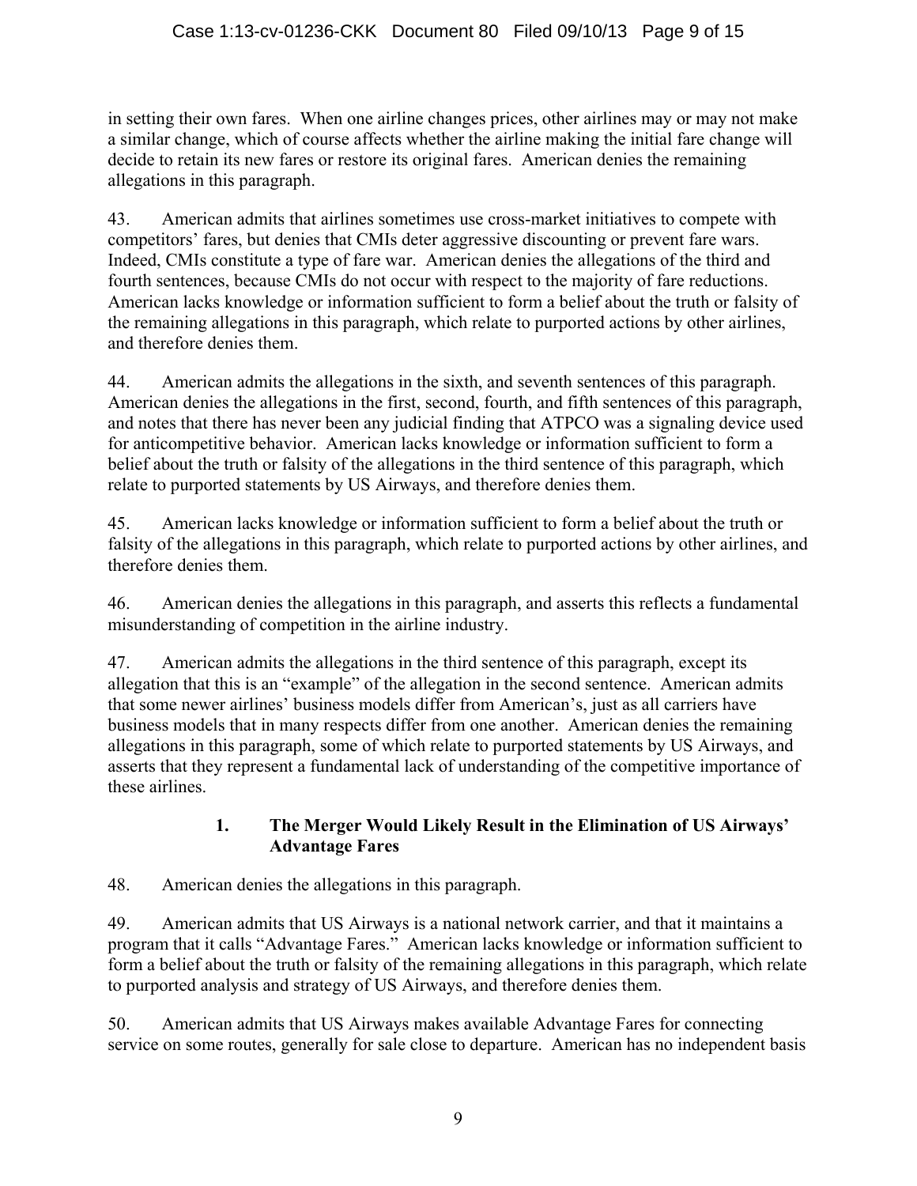in setting their own fares. When one airline changes prices, other airlines may or may not make a similar change, which of course affects whether the airline making the initial fare change will decide to retain its new fares or restore its original fares. American denies the remaining allegations in this paragraph.

43. American admits that airlines sometimes use cross-market initiatives to compete with competitors' fares, but denies that CMIs deter aggressive discounting or prevent fare wars. Indeed, CMIs constitute a type of fare war. American denies the allegations of the third and fourth sentences, because CMIs do not occur with respect to the majority of fare reductions. American lacks knowledge or information sufficient to form a belief about the truth or falsity of the remaining allegations in this paragraph, which relate to purported actions by other airlines, and therefore denies them.

44. American admits the allegations in the sixth, and seventh sentences of this paragraph. American denies the allegations in the first, second, fourth, and fifth sentences of this paragraph, and notes that there has never been any judicial finding that ATPCO was a signaling device used for anticompetitive behavior. American lacks knowledge or information sufficient to form a belief about the truth or falsity of the allegations in the third sentence of this paragraph, which relate to purported statements by US Airways, and therefore denies them.

45. American lacks knowledge or information sufficient to form a belief about the truth or falsity of the allegations in this paragraph, which relate to purported actions by other airlines, and therefore denies them.

46. American denies the allegations in this paragraph, and asserts this reflects a fundamental misunderstanding of competition in the airline industry.

47. American admits the allegations in the third sentence of this paragraph, except its allegation that this is an "example" of the allegation in the second sentence. American admits that some newer airlines' business models differ from American's, just as all carriers have business models that in many respects differ from one another. American denies the remaining allegations in this paragraph, some of which relate to purported statements by US Airways, and asserts that they represent a fundamental lack of understanding of the competitive importance of these airlines.

### 1. The Merger Would Likely Result in the Elimination of US Airways' Advantage Fares

48. American denies the allegations in this paragraph.

49. American admits that US Airways is a national network carrier, and that it maintains a program that it calls "Advantage Fares." American lacks knowledge or information sufficient to form a belief about the truth or falsity of the remaining allegations in this paragraph, which relate to purported analysis and strategy of US Airways, and therefore denies them.

50. American admits that US Airways makes available Advantage Fares for connecting service on some routes, generally for sale close to departure. American has no independent basis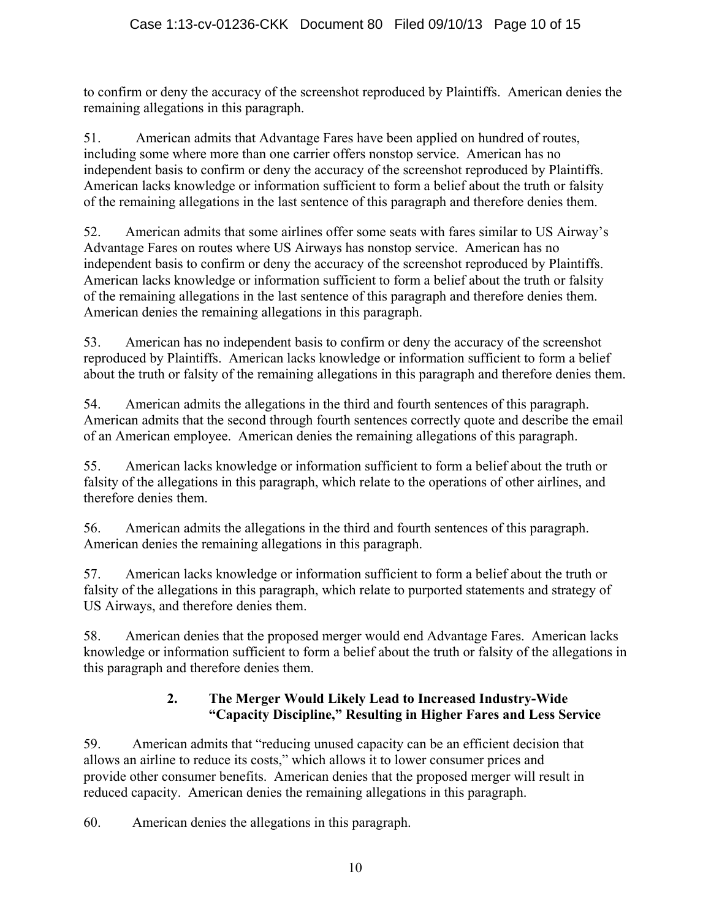to confirm or deny the accuracy of the screenshot reproduced by Plaintiffs. American denies the remaining allegations in this paragraph.

51. American admits that Advantage Fares have been applied on hundred of routes, including some where more than one carrier offers nonstop service. American has no independent basis to confirm or deny the accuracy of the screenshot reproduced by Plaintiffs. American lacks knowledge or information sufficient to form a belief about the truth or falsity of the remaining allegations in the last sentence of this paragraph and therefore denies them.

52. American admits that some airlines offer some seats with fares similar to US Airway's Advantage Fares on routes where US Airways has nonstop service. American has no independent basis to confirm or deny the accuracy of the screenshot reproduced by Plaintiffs. American lacks knowledge or information sufficient to form a belief about the truth or falsity of the remaining allegations in the last sentence of this paragraph and therefore denies them. American denies the remaining allegations in this paragraph.

53. American has no independent basis to confirm or deny the accuracy of the screenshot reproduced by Plaintiffs. American lacks knowledge or information sufficient to form a belief about the truth or falsity of the remaining allegations in this paragraph and therefore denies them.

54. American admits the allegations in the third and fourth sentences of this paragraph. American admits that the second through fourth sentences correctly quote and describe the email of an American employee. American denies the remaining allegations of this paragraph.

55. American lacks knowledge or information sufficient to form a belief about the truth or falsity of the allegations in this paragraph, which relate to the operations of other airlines, and therefore denies them.

56. American admits the allegations in the third and fourth sentences of this paragraph. American denies the remaining allegations in this paragraph.

57. American lacks knowledge or information sufficient to form a belief about the truth or falsity of the allegations in this paragraph, which relate to purported statements and strategy of US Airways, and therefore denies them.

58. American denies that the proposed merger would end Advantage Fares. American lacks knowledge or information sufficient to form a belief about the truth or falsity of the allegations in this paragraph and therefore denies them.

### 2. The Merger Would Likely Lead to Increased Industry-Wide "Capacity Discipline," Resulting in Higher Fares and Less Service

59. American admits that "reducing unused capacity can be an efficient decision that allows an airline to reduce its costs," which allows it to lower consumer prices and provide other consumer benefits. American denies that the proposed merger will result in reduced capacity. American denies the remaining allegations in this paragraph.

60. American denies the allegations in this paragraph.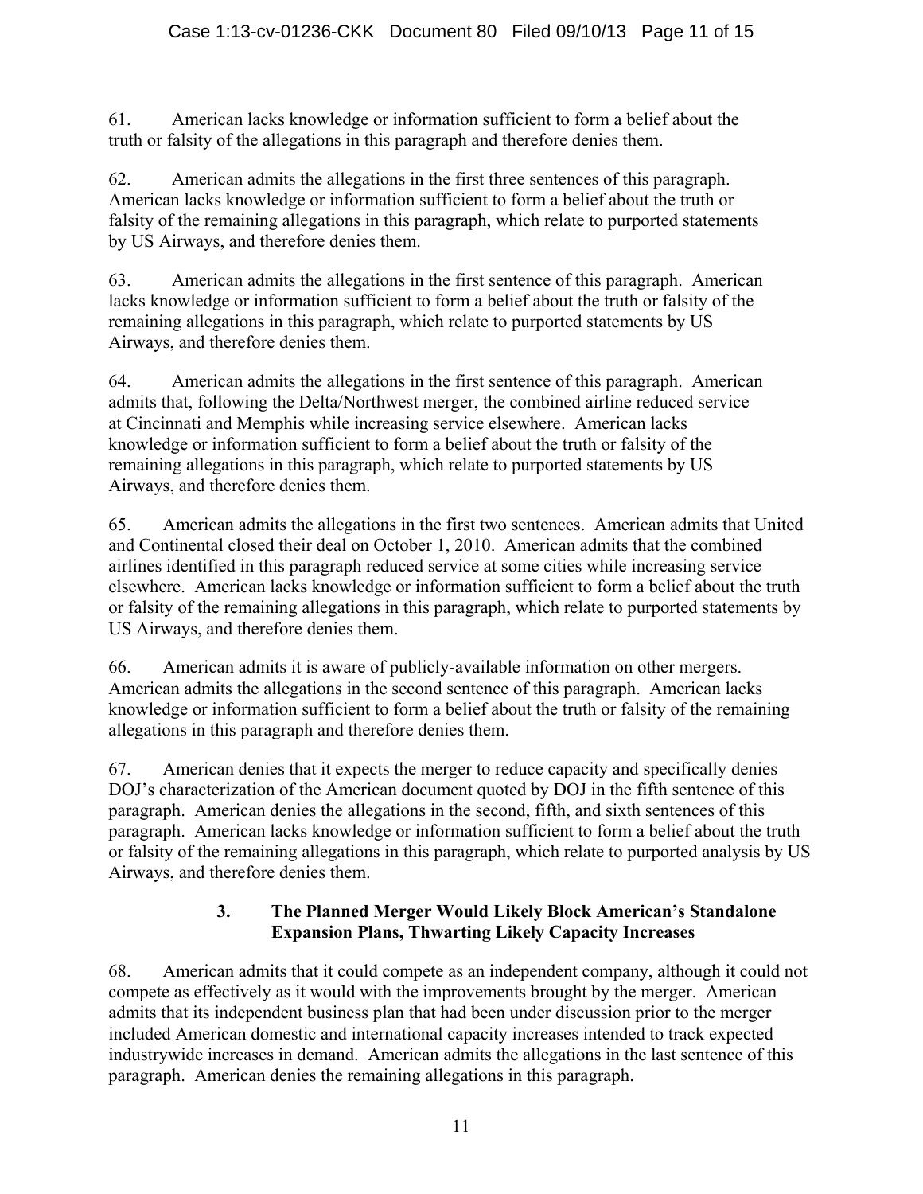61. American lacks knowledge or information sufficient to form a belief about the truth or falsity of the allegations in this paragraph and therefore denies them.

62. American admits the allegations in the first three sentences of this paragraph. American lacks knowledge or information sufficient to form a belief about the truth or falsity of the remaining allegations in this paragraph, which relate to purported statements by US Airways, and therefore denies them.

63. American admits the allegations in the first sentence of this paragraph. American lacks knowledge or information sufficient to form a belief about the truth or falsity of the remaining allegations in this paragraph, which relate to purported statements by US Airways, and therefore denies them.

64. American admits the allegations in the first sentence of this paragraph. American admits that, following the Delta/Northwest merger, the combined airline reduced service at Cincinnati and Memphis while increasing service elsewhere. American lacks knowledge or information sufficient to form a belief about the truth or falsity of the remaining allegations in this paragraph, which relate to purported statements by US Airways, and therefore denies them.

65. American admits the allegations in the first two sentences. American admits that United and Continental closed their deal on October 1, 2010. American admits that the combined airlines identified in this paragraph reduced service at some cities while increasing service elsewhere. American lacks knowledge or information sufficient to form a belief about the truth or falsity of the remaining allegations in this paragraph, which relate to purported statements by US Airways, and therefore denies them.

66. American admits it is aware of publicly-available information on other mergers. American admits the allegations in the second sentence of this paragraph. American lacks knowledge or information sufficient to form a belief about the truth or falsity of the remaining allegations in this paragraph and therefore denies them.

67. American denies that it expects the merger to reduce capacity and specifically denies DOJ's characterization of the American document quoted by DOJ in the fifth sentence of this paragraph. American denies the allegations in the second, fifth, and sixth sentences of this paragraph. American lacks knowledge or information sufficient to form a belief about the truth or falsity of the remaining allegations in this paragraph, which relate to purported analysis by US Airways, and therefore denies them.

### 3. The Planned Merger Would Likely Block American's Standalone Expansion Plans, Thwarting Likely Capacity Increases

68. American admits that it could compete as an independent company, although it could not compete as effectively as it would with the improvements brought by the merger. American admits that its independent business plan that had been under discussion prior to the merger included American domestic and international capacity increases intended to track expected industrywide increases in demand. American admits the allegations in the last sentence of this paragraph. American denies the remaining allegations in this paragraph.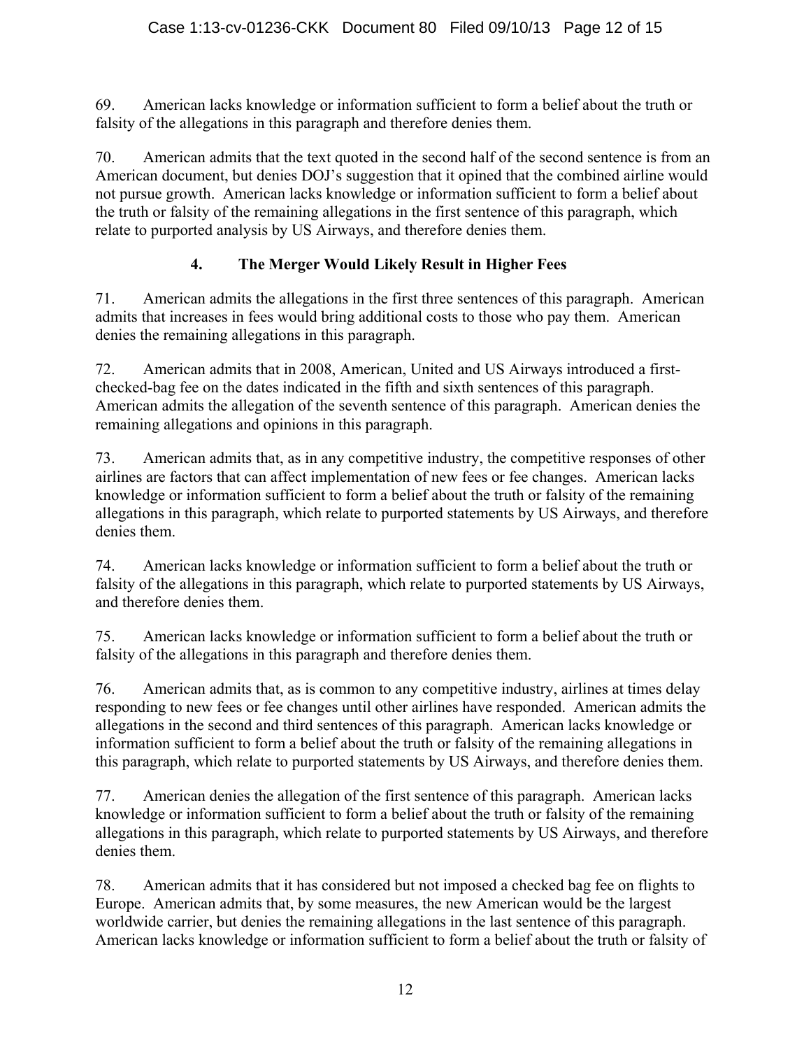69. American lacks knowledge or information sufficient to form a belief about the truth or falsity of the allegations in this paragraph and therefore denies them.

70. American admits that the text quoted in the second half of the second sentence is from an American document, but denies DOJ's suggestion that it opined that the combined airline would not pursue growth. American lacks knowledge or information sufficient to form a belief about the truth or falsity of the remaining allegations in the first sentence of this paragraph, which relate to purported analysis by US Airways, and therefore denies them.

### 4. The Merger Would Likely Result in Higher Fees

71. American admits the allegations in the first three sentences of this paragraph. American admits that increases in fees would bring additional costs to those who pay them. American denies the remaining allegations in this paragraph.

72. American admits that in 2008, American, United and US Airways introduced a first-checked-bag fee on the dates indicated in the fifth and sixth sentences of this paragraph. American admits the allegation of the seventh sentence of this paragraph. American denies the remaining allegations and opinions in this paragraph.

73. American admits that, as in any competitive industry, the competitive responses of other airlines are factors that can affect implementation of new fees or fee changes. American lacks knowledge or information sufficient to form a belief about the truth or falsity of the remaining allegations in this paragraph, which relate to purported statements by US Airways, and therefore denies them.

74. American lacks knowledge or information sufficient to form a belief about the truth or falsity of the allegations in this paragraph, which relate to purported statements by US Airways, and therefore denies them.

75. American lacks knowledge or information sufficient to form a belief about the truth or falsity of the allegations in this paragraph and therefore denies them.

76. American admits that, as is common to any competitive industry, airlines at times delay responding to new fees or fee changes until other airlines have responded. American admits the allegations in the second and third sentences of this paragraph. American lacks knowledge or information sufficient to form a belief about the truth or falsity of the remaining allegations in this paragraph, which relate to purported statements by US Airways, and therefore denies them.

77. American denies the allegation of the first sentence of this paragraph. American lacks knowledge or information sufficient to form a belief about the truth or falsity of the remaining allegations in this paragraph, which relate to purported statements by US Airways, and therefore denies them.

78. American admits that it has considered but not imposed a checked bag fee on flights to Europe. American admits that, by some measures, the new American would be the largest worldwide carrier, but denies the remaining allegations in the last sentence of this paragraph. American lacks knowledge or information sufficient to form a belief about the truth or falsity of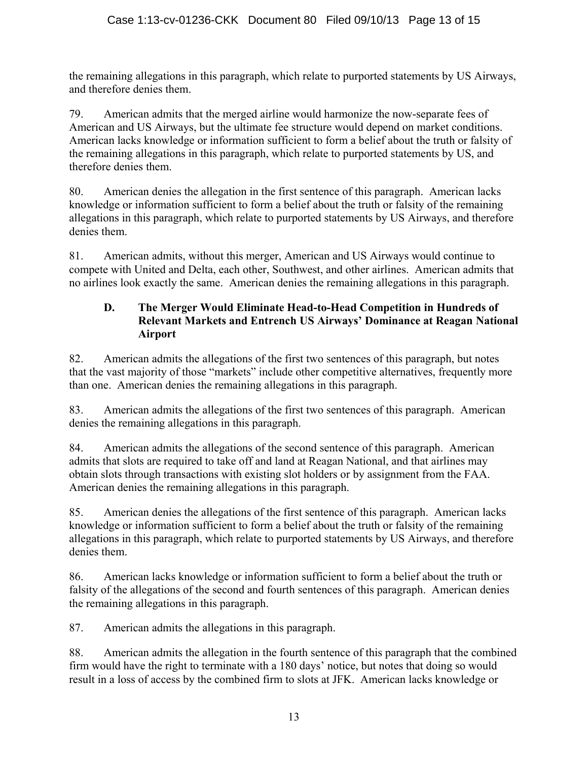the remaining allegations in this paragraph, which relate to purported statements by US Airways, and therefore denies them.

79. American admits that the merged airline would harmonize the now-separate fees of American and US Airways, but the ultimate fee structure would depend on market conditions. American lacks knowledge or information sufficient to form a belief about the truth or falsity of the remaining allegations in this paragraph, which relate to purported statements by US, and therefore denies them.

80. American denies the allegation in the first sentence of this paragraph. American lacks knowledge or information sufficient to form a belief about the truth or falsity of the remaining allegations in this paragraph, which relate to purported statements by US Airways, and therefore denies them.

81. American admits, without this merger, American and US Airways would continue to compete with United and Delta, each other, Southwest, and other airlines. American admits that no airlines look exactly the same. American denies the remaining allegations in this paragraph.

### D. The Merger Would Eliminate Head-to-Head Competition in Hundreds of Relevant Markets and Entrench US Airways' Dominance at Reagan National Airport

82. American admits the allegations of the first two sentences of this paragraph, but notes that the vast majority of those "markets" include other competitive alternatives, frequently more than one. American denies the remaining allegations in this paragraph.

83. American admits the allegations of the first two sentences of this paragraph. American denies the remaining allegations in this paragraph.

84. American admits the allegations of the second sentence of this paragraph. American admits that slots are required to take off and land at Reagan National, and that airlines may obtain slots through transactions with existing slot holders or by assignment from the FAA. American denies the remaining allegations in this paragraph.

85. American denies the allegations of the first sentence of this paragraph. American lacks knowledge or information sufficient to form a belief about the truth or falsity of the remaining allegations in this paragraph, which relate to purported statements by US Airways, and therefore denies them.

86. American lacks knowledge or information sufficient to form a belief about the truth or falsity of the allegations of the second and fourth sentences of this paragraph. American denies the remaining allegations in this paragraph.

87. American admits the allegations in this paragraph.

88. American admits the allegation in the fourth sentence of this paragraph that the combined firm would have the right to terminate with a 180 days' notice, but notes that doing so would result in a loss of access by the combined firm to slots at JFK. American lacks knowledge or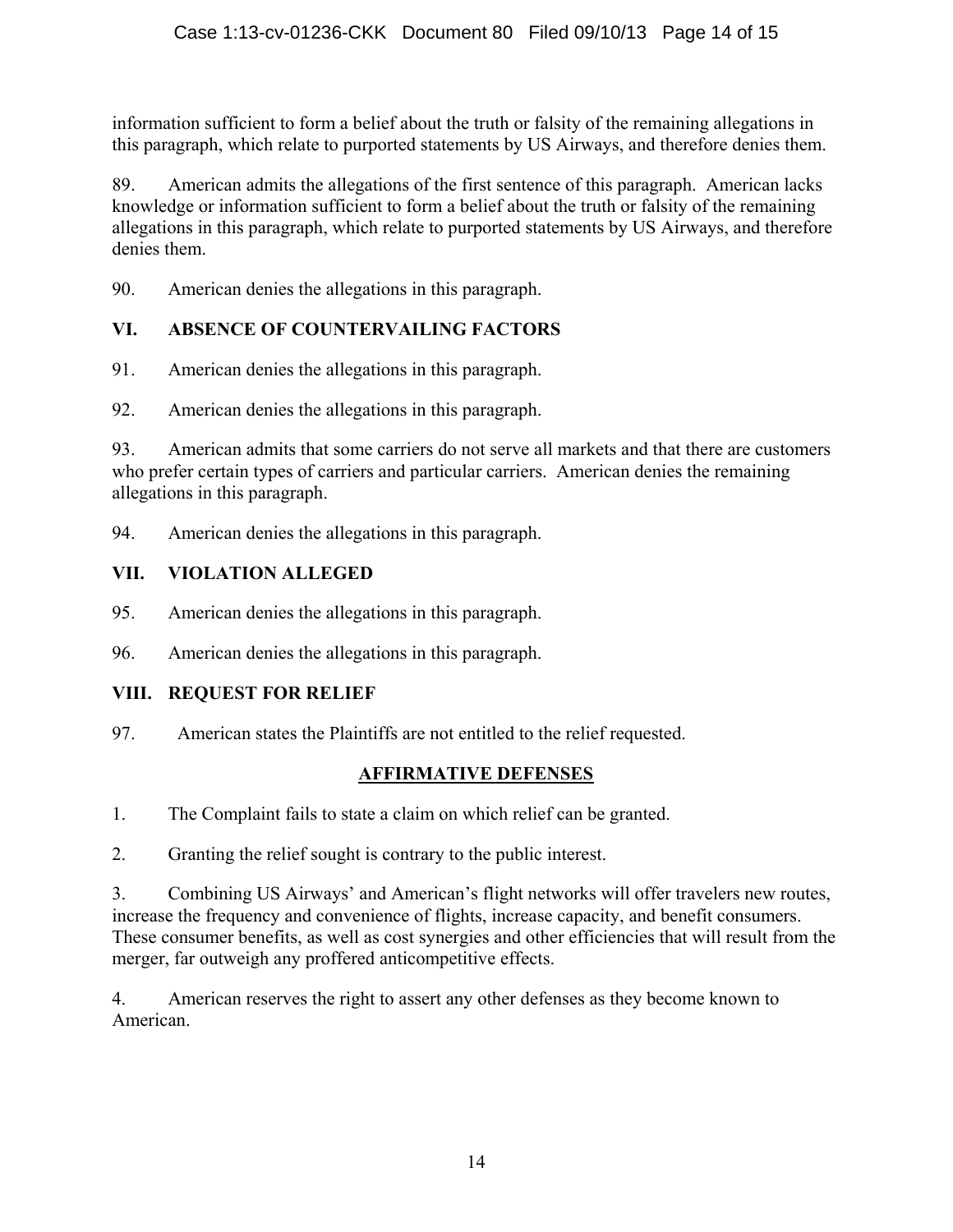information sufficient to form a belief about the truth or falsity of the remaining allegations in this paragraph, which relate to purported statements by US Airways, and therefore denies them.

89. American admits the allegations of the first sentence of this paragraph. American lacks knowledge or information sufficient to form a belief about the truth or falsity of the remaining allegations in this paragraph, which relate to purported statements by US Airways, and therefore denies them.

90. American denies the allegations in this paragraph.

## VI. ABSENCE OF COUNTERVAILING FACTORS

91. American denies the allegations in this paragraph.

92. American denies the allegations in this paragraph.

93. American admits that some carriers do not serve all markets and that there are customers who prefer certain types of carriers and particular carriers. American denies the remaining allegations in this paragraph.

94. American denies the allegations in this paragraph.

## VII. VIOLATION ALLEGED

95. American denies the allegations in this paragraph.

96. American denies the allegations in this paragraph.

## VIII. REQUEST FOR RELIEF

97. American states the Plaintiffs are not entitled to the relief requested.

## AFFIRMATIVE DEFENSES

1. The Complaint fails to state a claim on which relief can be granted.

2. Granting the relief sought is contrary to the public interest.

3. Combining US Airways' and American's flight networks will offer travelers new routes, increase the frequency and convenience of flights, increase capacity, and benefit consumers. These consumer benefits, as well as cost synergies and other efficiencies that will result from the merger, far outweigh any proffered anticompetitive effects.

4. American reserves the right to assert any other defenses as they become known to American.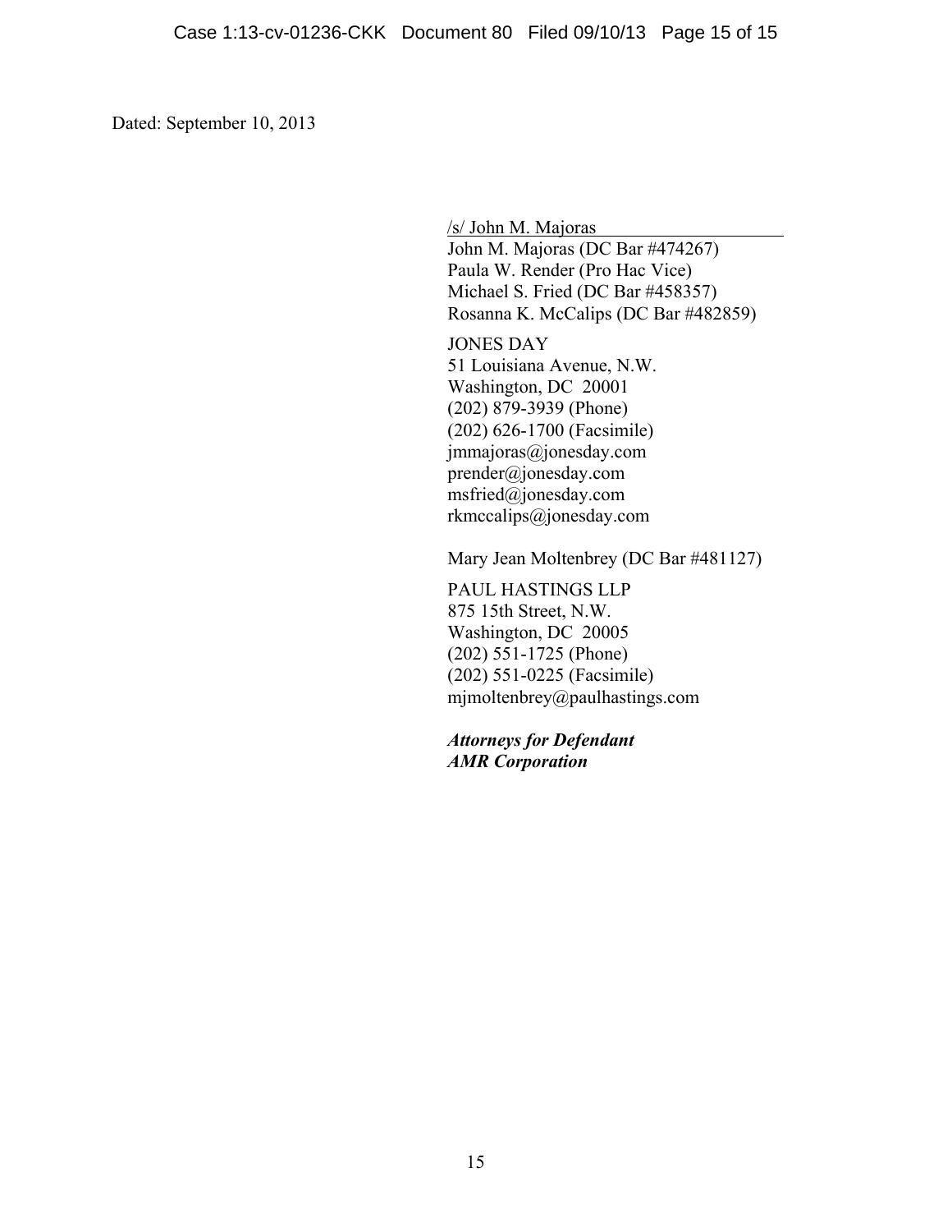Dated: September 10, 2013

/s/ John M. Majoras
John M. Majoras (DC Bar #474267)
Paula W. Render (Pro Hac Vice)
Michael S. Fried (DC Bar #458357)
Rosanna K. McCalips (DC Bar #482859)

JONES DAY
51 Louisiana Avenue, N.W.
Washington, DC 20001
(202) 879-3939 (Phone)
(202) 626-1700 (Facsimile)
jmmajoras@jonesday.com
prender@jonesday.com
msfried@jonesday.com
rkmccalips@jonesday.com

Mary Jean Moltenbrey (DC Bar #481127)

PAUL HASTINGS LLP
875 15th Street, N.W.
Washington, DC 20005
(202) 551-1725 (Phone)
(202) 551-0225 (Facsimile)
mjmoltenbrey@paulhastings.com

***Attorneys for Defendant***
***AMR Corporation***